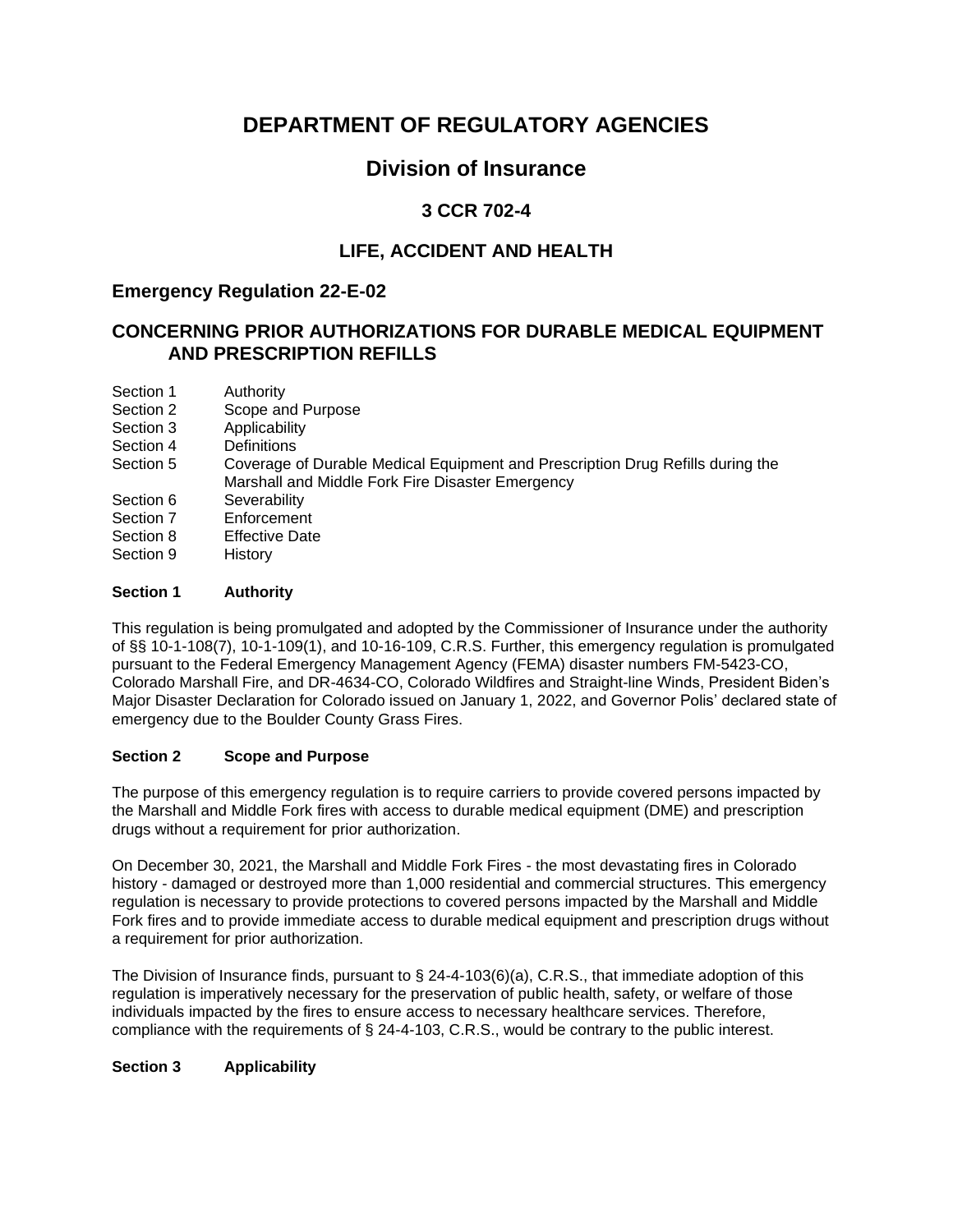# DEPARTMENT OF REGULATORY AGENCIES

## Division of Insurance

### 3 CCR 702-4

### LIFE, ACCIDENT AND HEALTH

### Emergency Regulation 22-E-02

### CONCERNING PRIOR AUTHORIZATIONS FOR DURABLE MEDICAL EQUIPMENT AND PRESCRIPTION REFILLS

| | |
|---|---|
| Section 1 | Authority |
| Section 2 | Scope and Purpose |
| Section 3 | Applicability |
| Section 4 | Definitions |
| Section 5 | Coverage of Durable Medical Equipment and Prescription Drug Refills during the Marshall and Middle Fork Fire Disaster Emergency |
| Section 6 | Severability |
| Section 7 | Enforcement |
| Section 8 | Effective Date |
| Section 9 | History |

**Section 1 Authority**

This regulation is being promulgated and adopted by the Commissioner of Insurance under the authority of §§ 10-1-108(7), 10-1-109(1), and 10-16-109, C.R.S. Further, this emergency regulation is promulgated pursuant to the Federal Emergency Management Agency (FEMA) disaster numbers FM-5423-CO, Colorado Marshall Fire, and DR-4634-CO, Colorado Wildfires and Straight-line Winds, President Biden's Major Disaster Declaration for Colorado issued on January 1, 2022, and Governor Polis' declared state of emergency due to the Boulder County Grass Fires.

**Section 2 Scope and Purpose**

The purpose of this emergency regulation is to require carriers to provide covered persons impacted by the Marshall and Middle Fork fires with access to durable medical equipment (DME) and prescription drugs without a requirement for prior authorization.

On December 30, 2021, the Marshall and Middle Fork Fires - the most devastating fires in Colorado history - damaged or destroyed more than 1,000 residential and commercial structures. This emergency regulation is necessary to provide protections to covered persons impacted by the Marshall and Middle Fork fires and to provide immediate access to durable medical equipment and prescription drugs without a requirement for prior authorization.

The Division of Insurance finds, pursuant to § 24-4-103(6)(a), C.R.S., that immediate adoption of this regulation is imperatively necessary for the preservation of public health, safety, or welfare of those individuals impacted by the fires to ensure access to necessary healthcare services. Therefore, compliance with the requirements of § 24-4-103, C.R.S., would be contrary to the public interest.

**Section 3 Applicability**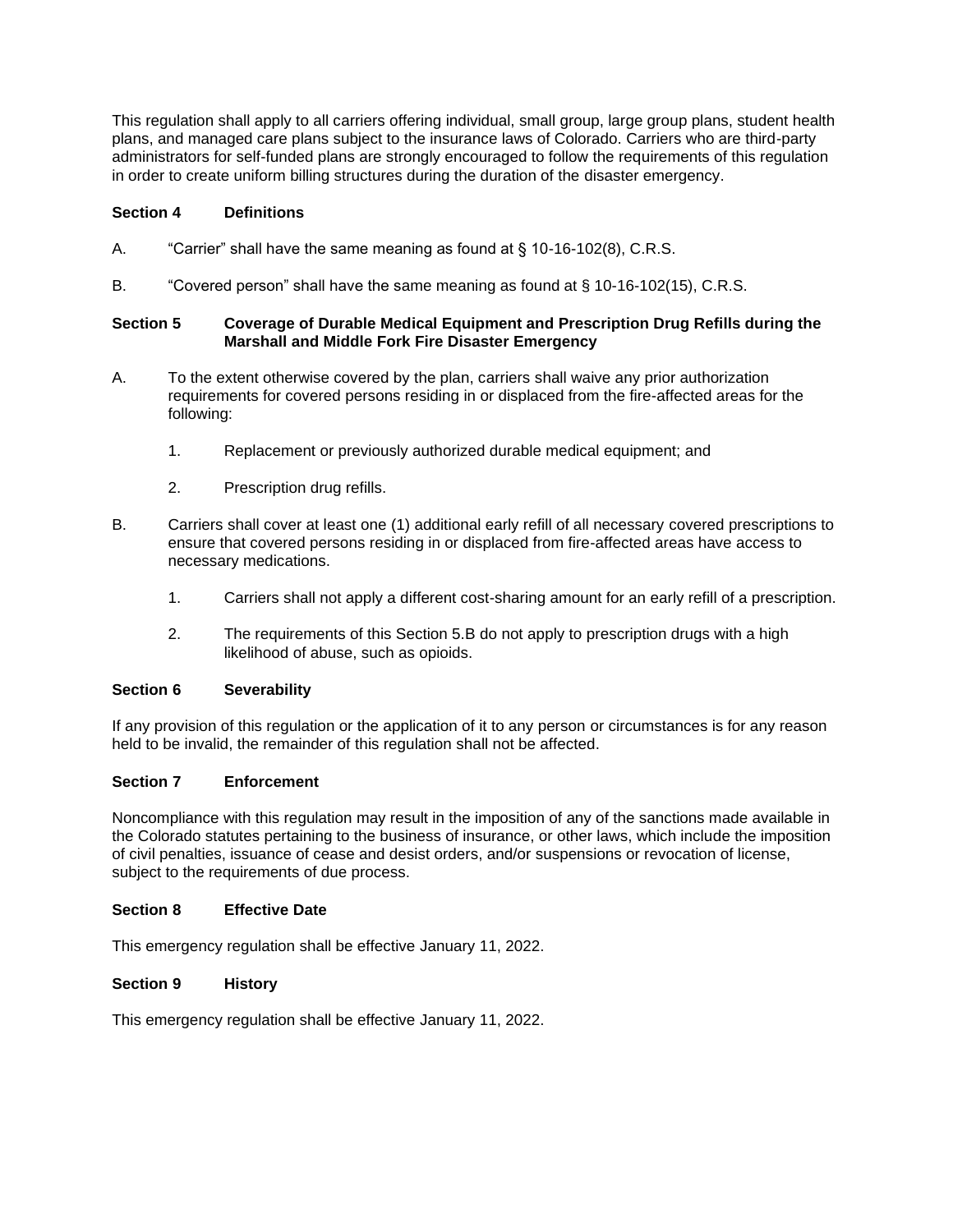This regulation shall apply to all carriers offering individual, small group, large group plans, student health plans, and managed care plans subject to the insurance laws of Colorado. Carriers who are third-party administrators for self-funded plans are strongly encouraged to follow the requirements of this regulation in order to create uniform billing structures during the duration of the disaster emergency.

**Section 4 Definitions**

A. "Carrier" shall have the same meaning as found at § 10-16-102(8), C.R.S.

B. "Covered person" shall have the same meaning as found at § 10-16-102(15), C.R.S.

**Section 5 Coverage of Durable Medical Equipment and Prescription Drug Refills during the Marshall and Middle Fork Fire Disaster Emergency**

A. To the extent otherwise covered by the plan, carriers shall waive any prior authorization requirements for covered persons residing in or displaced from the fire-affected areas for the following:

1. Replacement or previously authorized durable medical equipment; and

2. Prescription drug refills.

B. Carriers shall cover at least one (1) additional early refill of all necessary covered prescriptions to ensure that covered persons residing in or displaced from fire-affected areas have access to necessary medications.

1. Carriers shall not apply a different cost-sharing amount for an early refill of a prescription.

2. The requirements of this Section 5.B do not apply to prescription drugs with a high likelihood of abuse, such as opioids.

**Section 6 Severability**

If any provision of this regulation or the application of it to any person or circumstances is for any reason held to be invalid, the remainder of this regulation shall not be affected.

**Section 7 Enforcement**

Noncompliance with this regulation may result in the imposition of any of the sanctions made available in the Colorado statutes pertaining to the business of insurance, or other laws, which include the imposition of civil penalties, issuance of cease and desist orders, and/or suspensions or revocation of license, subject to the requirements of due process.

**Section 8 Effective Date**

This emergency regulation shall be effective January 11, 2022.

**Section 9 History**

This emergency regulation shall be effective January 11, 2022.